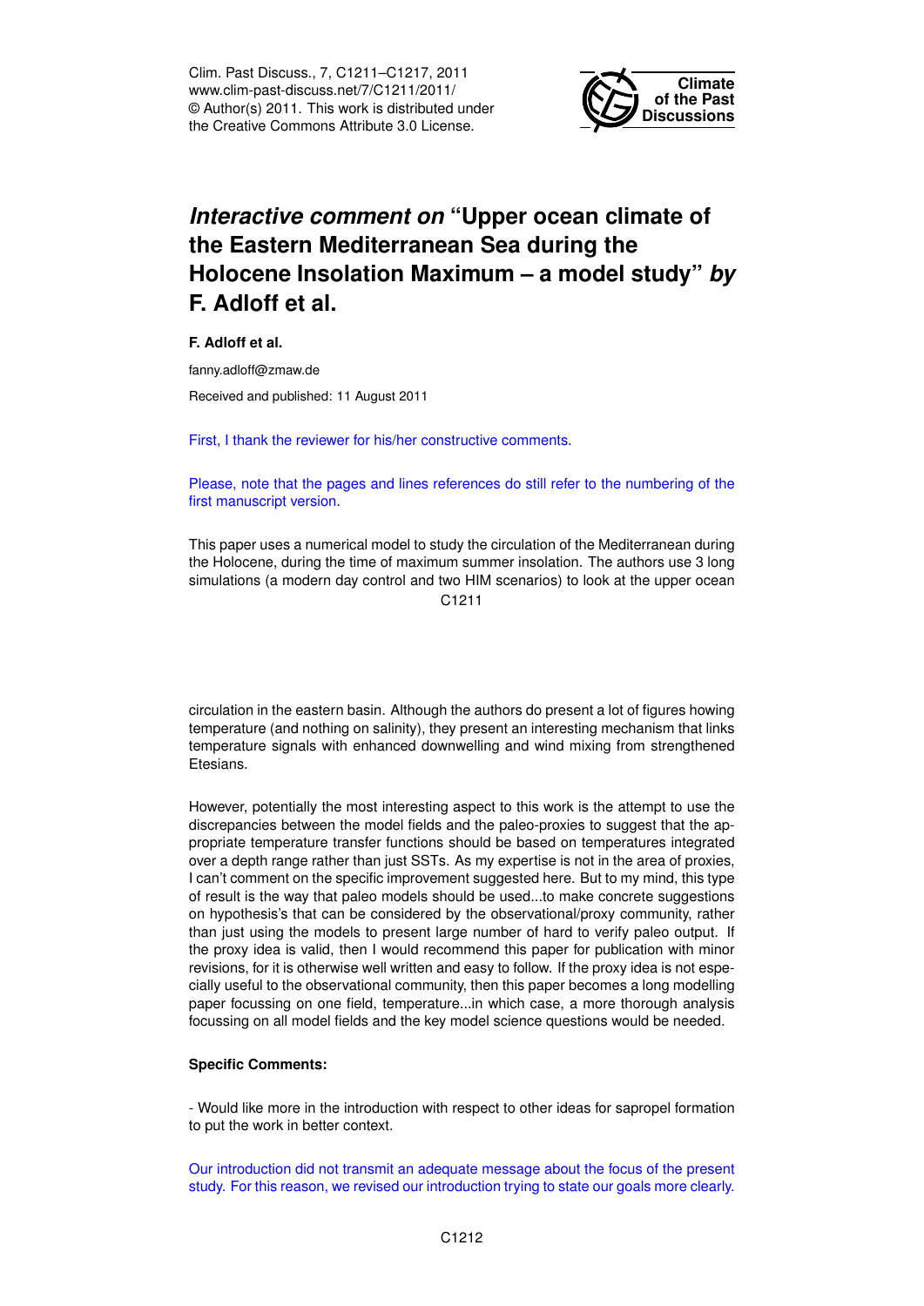# *Interactive comment on* "Upper ocean climate of the Eastern Mediterranean Sea during the Holocene Insolation Maximum – a model study" *by* F. Adloff et al.

**F. Adloff et al.**

fanny.adloff@zmaw.de

Received and published: 11 August 2011

First, I thank the reviewer for his/her constructive comments.

Please, note that the pages and lines references do still refer to the numbering of the first manuscript version.

This paper uses a numerical model to study the circulation of the Mediterranean during the Holocene, during the time of maximum summer insolation. The authors use 3 long simulations (a modern day control and two HIM scenarios) to look at the upper ocean circulation in the eastern basin. Although the authors do present a lot of figures howing temperature (and nothing on salinity), they present an interesting mechanism that links temperature signals with enhanced downwelling and wind mixing from strengthened Etesians.

However, potentially the most interesting aspect to this work is the attempt to use the discrepancies between the model fields and the paleo-proxies to suggest that the appropriate temperature transfer functions should be based on temperatures integrated over a depth range rather than just SSTs. As my expertise is not in the area of proxies, I can't comment on the specific improvement suggested here. But to my mind, this type of result is the way that paleo models should be used...to make concrete suggestions on hypothesis's that can be considered by the observational/proxy community, rather than just using the models to present large number of hard to verify paleo output. If the proxy idea is valid, then I would recommend this paper for publication with minor revisions, for it is otherwise well written and easy to follow. If the proxy idea is not especially useful to the observational community, then this paper becomes a long modelling paper focussing on one field, temperature...in which case, a more thorough analysis focussing on all model fields and the key model science questions would be needed.

**Specific Comments:**

- Would like more in the introduction with respect to other ideas for sapropel formation to put the work in better context.

Our introduction did not transmit an adequate message about the focus of the present study. For this reason, we revised our introduction trying to state our goals more clearly.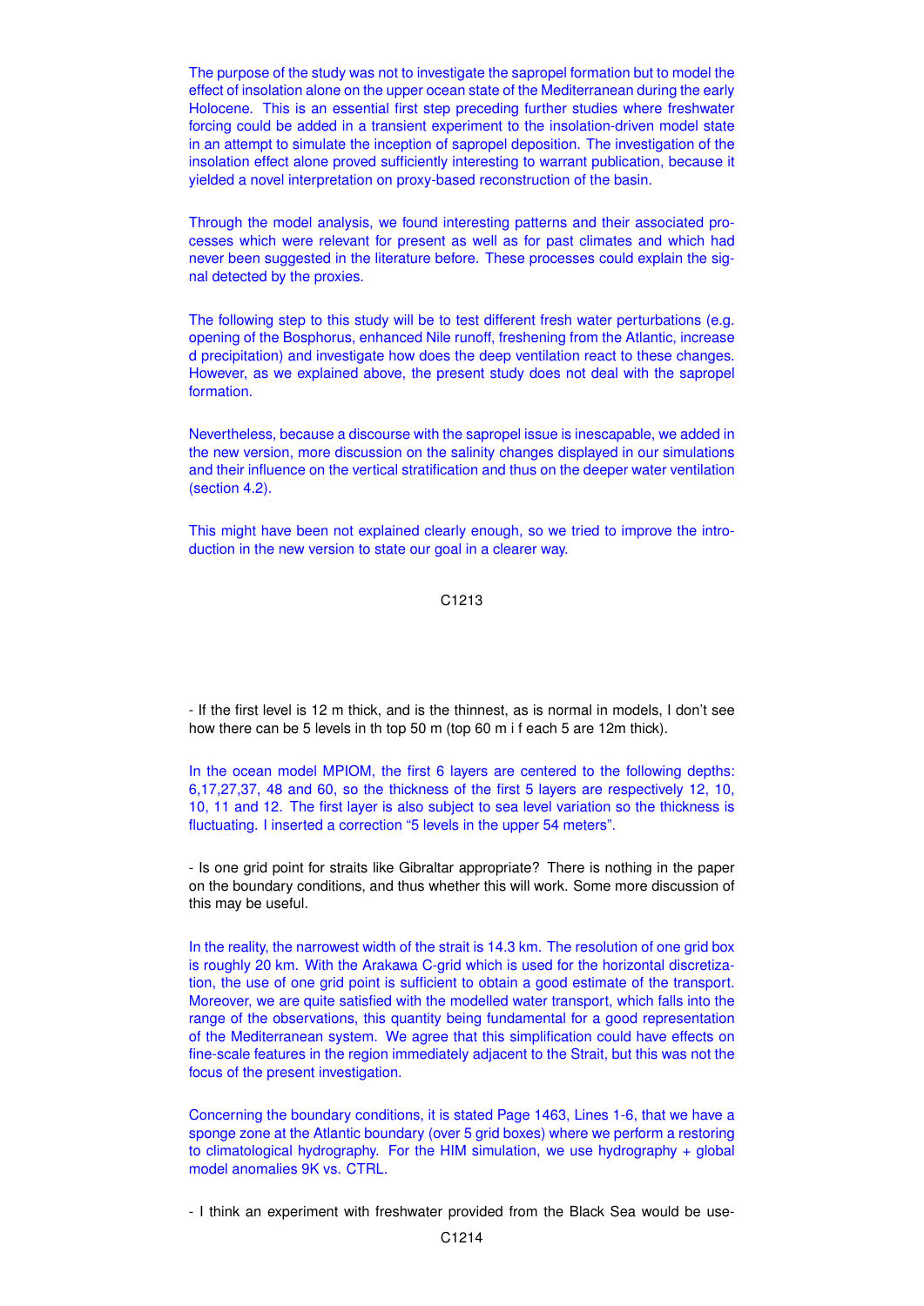The purpose of the study was not to investigate the sapropel formation but to model the effect of insolation alone on the upper ocean state of the Mediterranean during the early Holocene. This is an essential first step preceding further studies where freshwater forcing could be added in a transient experiment to the insolation-driven model state in an attempt to simulate the inception of sapropel deposition. The investigation of the insolation effect alone proved sufficiently interesting to warrant publication, because it yielded a novel interpretation on proxy-based reconstruction of the basin.

Through the model analysis, we found interesting patterns and their associated processes which were relevant for present as well as for past climates and which had never been suggested in the literature before. These processes could explain the signal detected by the proxies.

The following step to this study will be to test different fresh water perturbations (e.g. opening of the Bosphorus, enhanced Nile runoff, freshening from the Atlantic, increase d precipitation) and investigate how does the deep ventilation react to these changes. However, as we explained above, the present study does not deal with the sapropel formation.

Nevertheless, because a discourse with the sapropel issue is inescapable, we added in the new version, more discussion on the salinity changes displayed in our simulations and their influence on the vertical stratification and thus on the deeper water ventilation (section 4.2).

This might have been not explained clearly enough, so we tried to improve the introduction in the new version to state our goal in a clearer way.

- If the first level is 12 m thick, and is the thinnest, as is normal in models, I don't see how there can be 5 levels in th top 50 m (top 60 m i f each 5 are 12m thick).

In the ocean model MPIOM, the first 6 layers are centered to the following depths: 6,17,27,37, 48 and 60, so the thickness of the first 5 layers are respectively 12, 10, 10, 11 and 12. The first layer is also subject to sea level variation so the thickness is fluctuating. I inserted a correction "5 levels in the upper 54 meters".

- Is one grid point for straits like Gibraltar appropriate? There is nothing in the paper on the boundary conditions, and thus whether this will work. Some more discussion of this may be useful.

In the reality, the narrowest width of the strait is 14.3 km. The resolution of one grid box is roughly 20 km. With the Arakawa C-grid which is used for the horizontal discretization, the use of one grid point is sufficient to obtain a good estimate of the transport. Moreover, we are quite satisfied with the modelled water transport, which falls into the range of the observations, this quantity being fundamental for a good representation of the Mediterranean system. We agree that this simplification could have effects on fine-scale features in the region immediately adjacent to the Strait, but this was not the focus of the present investigation.

Concerning the boundary conditions, it is stated Page 1463, Lines 1-6, that we have a sponge zone at the Atlantic boundary (over 5 grid boxes) where we perform a restoring to climatological hydrography. For the HIM simulation, we use hydrography + global model anomalies 9K vs. CTRL.

- I think an experiment with freshwater provided from the Black Sea would be use-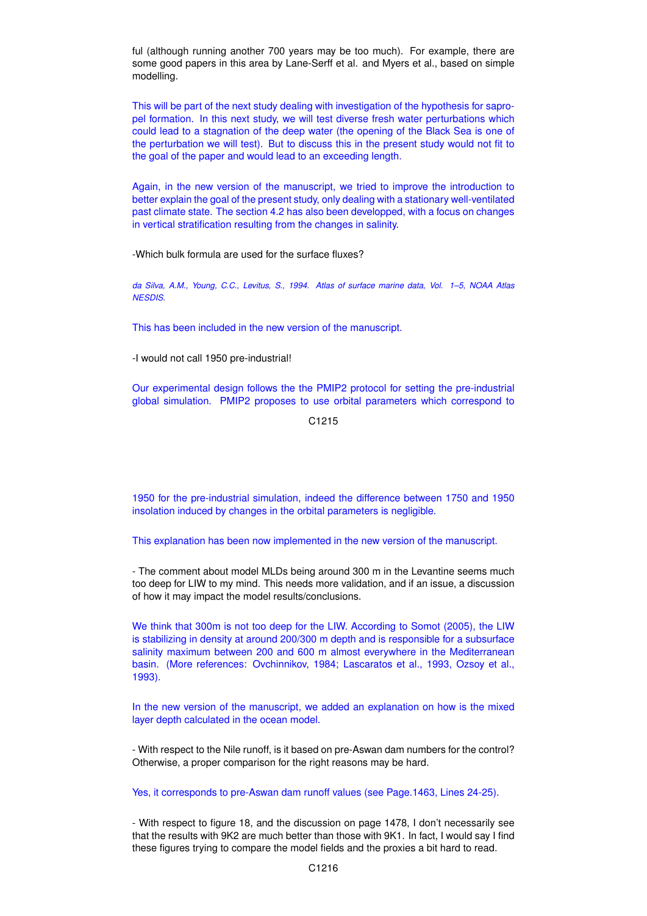ful (although running another 700 years may be too much). For example, there are some good papers in this area by Lane-Serff et al. and Myers et al., based on simple modelling.

This will be part of the next study dealing with investigation of the hypothesis for sapropel formation. In this next study, we will test diverse fresh water perturbations which could lead to a stagnation of the deep water (the opening of the Black Sea is one of the perturbation we will test). But to discuss this in the present study would not fit to the goal of the paper and would lead to an exceeding length.

Again, in the new version of the manuscript, we tried to improve the introduction to better explain the goal of the present study, only dealing with a stationary well-ventilated past climate state. The section 4.2 has also been developped, with a focus on changes in vertical stratification resulting from the changes in salinity.

-Which bulk formula are used for the surface fluxes?

*da Silva, A.M., Young, C.C., Levitus, S., 1994. Atlas of surface marine data, Vol. 1–5, NOAA Atlas NESDIS.*

This has been included in the new version of the manuscript.

-I would not call 1950 pre-industrial!

Our experimental design follows the the PMIP2 protocol for setting the pre-industrial global simulation. PMIP2 proposes to use orbital parameters which correspond to 1950 for the pre-industrial simulation, indeed the difference between 1750 and 1950 insolation induced by changes in the orbital parameters is negligible.

This explanation has been now implemented in the new version of the manuscript.

- The comment about model MLDs being around 300 m in the Levantine seems much too deep for LIW to my mind. This needs more validation, and if an issue, a discussion of how it may impact the model results/conclusions.

We think that 300m is not too deep for the LIW. According to Somot (2005), the LIW is stabilizing in density at around 200/300 m depth and is responsible for a subsurface salinity maximum between 200 and 600 m almost everywhere in the Mediterranean basin. (More references: Ovchinnikov, 1984; Lascaratos et al., 1993, Ozsoy et al., 1993).

In the new version of the manuscript, we added an explanation on how is the mixed layer depth calculated in the ocean model.

- With respect to the Nile runoff, is it based on pre-Aswan dam numbers for the control? Otherwise, a proper comparison for the right reasons may be hard.

Yes, it corresponds to pre-Aswan dam runoff values (see Page.1463, Lines 24-25).

- With respect to figure 18, and the discussion on page 1478, I don't necessarily see that the results with 9K2 are much better than those with 9K1. In fact, I would say I find these figures trying to compare the model fields and the proxies a bit hard to read.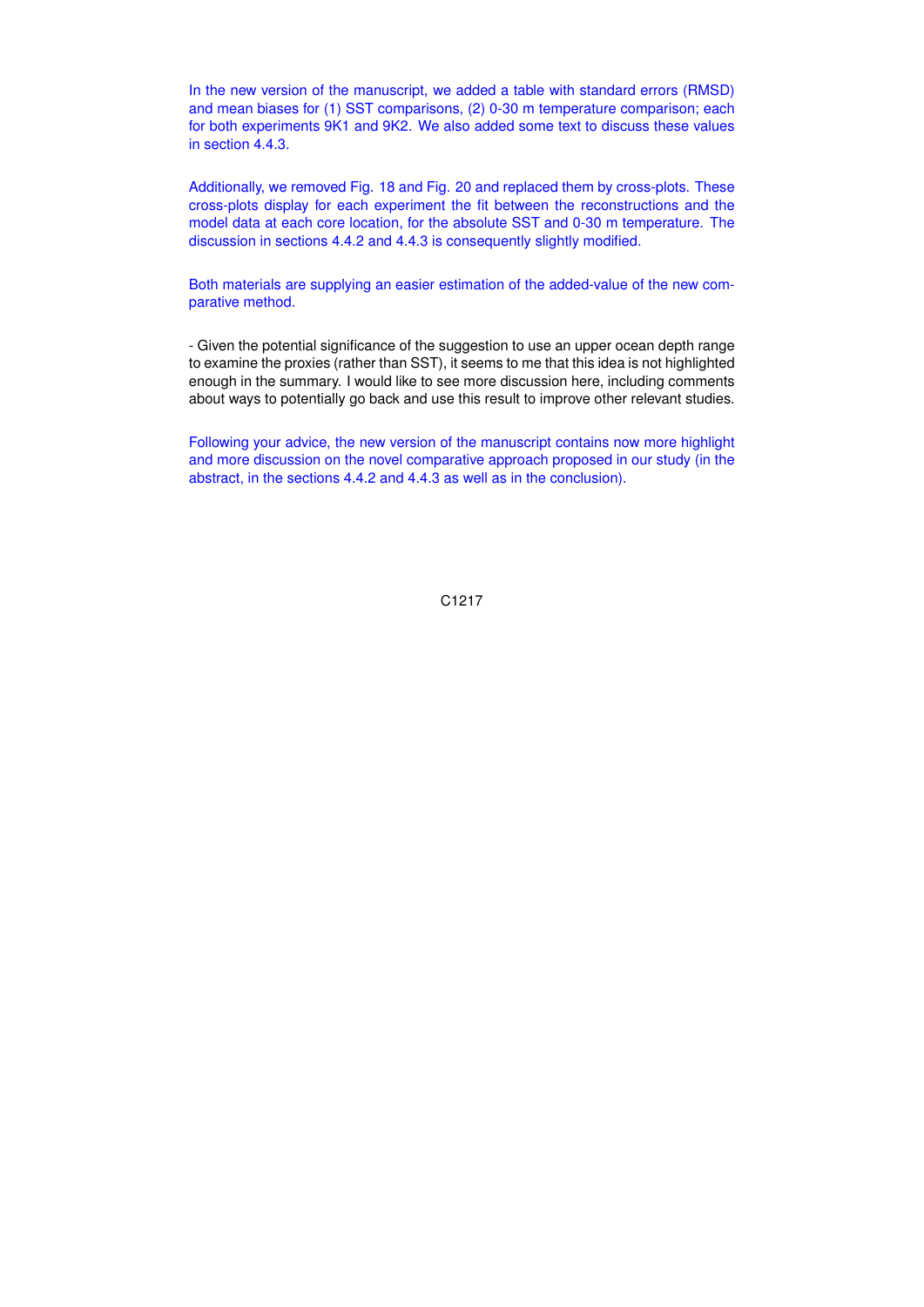In the new version of the manuscript, we added a table with standard errors (RMSD) and mean biases for (1) SST comparisons, (2) 0-30 m temperature comparison; each for both experiments 9K1 and 9K2. We also added some text to discuss these values in section 4.4.3.

Additionally, we removed Fig. 18 and Fig. 20 and replaced them by cross-plots. These cross-plots display for each experiment the fit between the reconstructions and the model data at each core location, for the absolute SST and 0-30 m temperature. The discussion in sections 4.4.2 and 4.4.3 is consequently slightly modified.

Both materials are supplying an easier estimation of the added-value of the new comparative method.

- Given the potential significance of the suggestion to use an upper ocean depth range to examine the proxies (rather than SST), it seems to me that this idea is not highlighted enough in the summary. I would like to see more discussion here, including comments about ways to potentially go back and use this result to improve other relevant studies.

Following your advice, the new version of the manuscript contains now more highlight and more discussion on the novel comparative approach proposed in our study (in the abstract, in the sections 4.4.2 and 4.4.3 as well as in the conclusion).